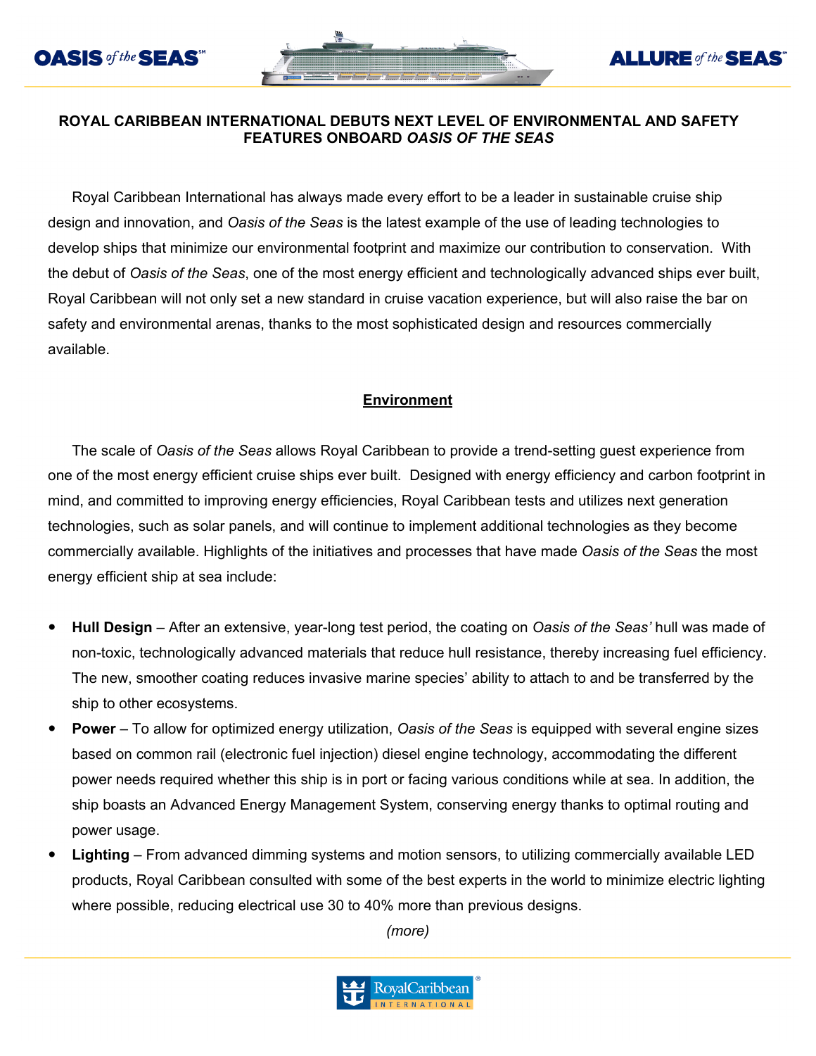# ROYAL CARIBBEAN INTERNATIONAL DEBUTS NEXT LEVEL OF ENVIRONMENTAL AND SAFETY FEATURES ONBOARD *OASIS OF THE SEAS*

Royal Caribbean International has always made every effort to be a leader in sustainable cruise ship design and innovation, and *Oasis of the Seas* is the latest example of the use of leading technologies to develop ships that minimize our environmental footprint and maximize our contribution to conservation. With the debut of *Oasis of the Seas*, one of the most energy efficient and technologically advanced ships ever built, Royal Caribbean will not only set a new standard in cruise vacation experience, but will also raise the bar on safety and environmental arenas, thanks to the most sophisticated design and resources commercially available.

## Environment

The scale of *Oasis of the Seas* allows Royal Caribbean to provide a trend-setting guest experience from one of the most energy efficient cruise ships ever built. Designed with energy efficiency and carbon footprint in mind, and committed to improving energy efficiencies, Royal Caribbean tests and utilizes next generation technologies, such as solar panels, and will continue to implement additional technologies as they become commercially available. Highlights of the initiatives and processes that have made *Oasis of the Seas* the most energy efficient ship at sea include:

- **Hull Design** – After an extensive, year-long test period, the coating on *Oasis of the Seas'* hull was made of non-toxic, technologically advanced materials that reduce hull resistance, thereby increasing fuel efficiency. The new, smoother coating reduces invasive marine species' ability to attach to and be transferred by the ship to other ecosystems.
- **Power** – To allow for optimized energy utilization, *Oasis of the Seas* is equipped with several engine sizes based on common rail (electronic fuel injection) diesel engine technology, accommodating the different power needs required whether this ship is in port or facing various conditions while at sea. In addition, the ship boasts an Advanced Energy Management System, conserving energy thanks to optimal routing and power usage.
- **Lighting** – From advanced dimming systems and motion sensors, to utilizing commercially available LED products, Royal Caribbean consulted with some of the best experts in the world to minimize electric lighting where possible, reducing electrical use 30 to 40% more than previous designs.

*(more)*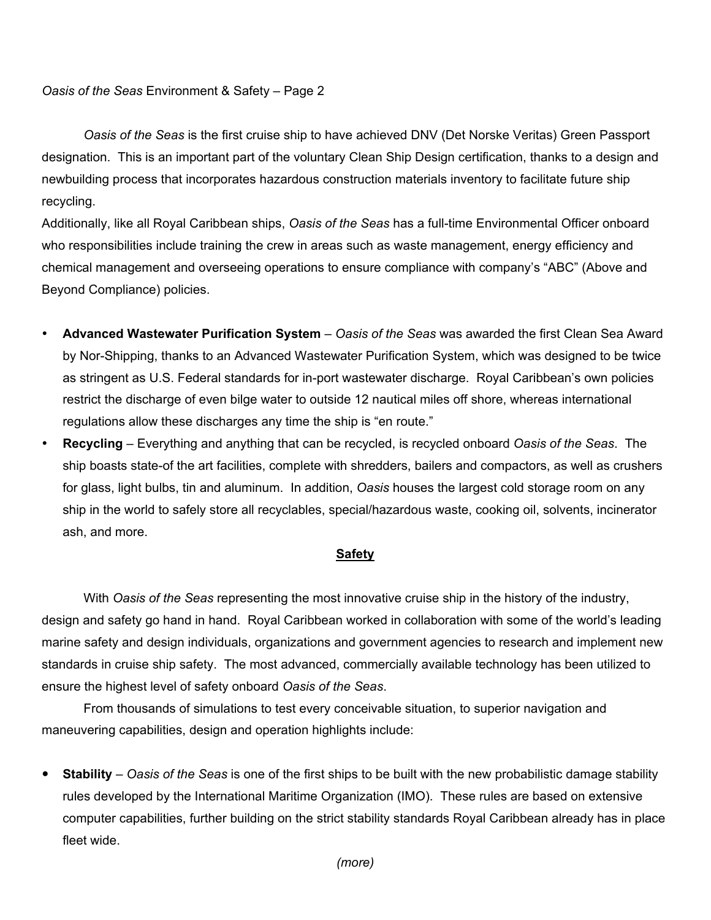*Oasis of the Seas* is the first cruise ship to have achieved DNV (Det Norske Veritas) Green Passport designation. This is an important part of the voluntary Clean Ship Design certification, thanks to a design and newbuilding process that incorporates hazardous construction materials inventory to facilitate future ship recycling.

Additionally, like all Royal Caribbean ships, *Oasis of the Seas* has a full-time Environmental Officer onboard who responsibilities include training the crew in areas such as waste management, energy efficiency and chemical management and overseeing operations to ensure compliance with company's "ABC" (Above and Beyond Compliance) policies.

- **Advanced Wastewater Purification System** – *Oasis of the Seas* was awarded the first Clean Sea Award by Nor-Shipping, thanks to an Advanced Wastewater Purification System, which was designed to be twice as stringent as U.S. Federal standards for in-port wastewater discharge. Royal Caribbean's own policies restrict the discharge of even bilge water to outside 12 nautical miles off shore, whereas international regulations allow these discharges any time the ship is "en route."
- **Recycling** – Everything and anything that can be recycled, is recycled onboard *Oasis of the Seas*. The ship boasts state-of the art facilities, complete with shredders, bailers and compactors, as well as crushers for glass, light bulbs, tin and aluminum. In addition, *Oasis* houses the largest cold storage room on any ship in the world to safely store all recyclables, special/hazardous waste, cooking oil, solvents, incinerator ash, and more.

## Safety

With *Oasis of the Seas* representing the most innovative cruise ship in the history of the industry, design and safety go hand in hand. Royal Caribbean worked in collaboration with some of the world's leading marine safety and design individuals, organizations and government agencies to research and implement new standards in cruise ship safety. The most advanced, commercially available technology has been utilized to ensure the highest level of safety onboard *Oasis of the Seas*.

From thousands of simulations to test every conceivable situation, to superior navigation and maneuvering capabilities, design and operation highlights include:

- **Stability** – *Oasis of the Seas* is one of the first ships to be built with the new probabilistic damage stability rules developed by the International Maritime Organization (IMO). These rules are based on extensive computer capabilities, further building on the strict stability standards Royal Caribbean already has in place fleet wide.

*(more)*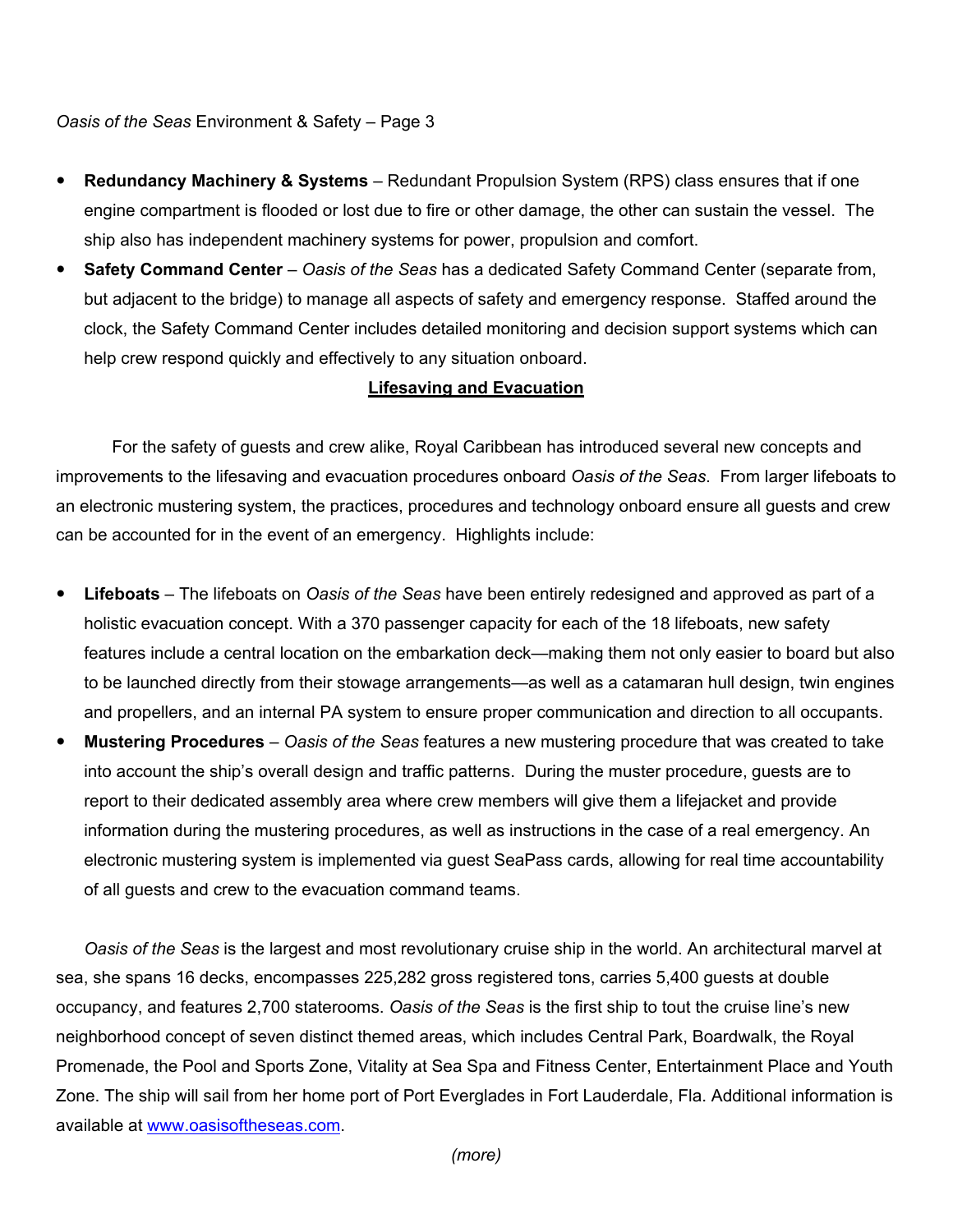- **Redundancy Machinery & Systems** – Redundant Propulsion System (RPS) class ensures that if one engine compartment is flooded or lost due to fire or other damage, the other can sustain the vessel. The ship also has independent machinery systems for power, propulsion and comfort.
- **Safety Command Center** – *Oasis of the Seas* has a dedicated Safety Command Center (separate from, but adjacent to the bridge) to manage all aspects of safety and emergency response. Staffed around the clock, the Safety Command Center includes detailed monitoring and decision support systems which can help crew respond quickly and effectively to any situation onboard.

## Lifesaving and Evacuation

For the safety of guests and crew alike, Royal Caribbean has introduced several new concepts and improvements to the lifesaving and evacuation procedures onboard *Oasis of the Seas*. From larger lifeboats to an electronic mustering system, the practices, procedures and technology onboard ensure all guests and crew can be accounted for in the event of an emergency. Highlights include:

- **Lifeboats** – The lifeboats on *Oasis of the Seas* have been entirely redesigned and approved as part of a holistic evacuation concept. With a 370 passenger capacity for each of the 18 lifeboats, new safety features include a central location on the embarkation deck—making them not only easier to board but also to be launched directly from their stowage arrangements—as well as a catamaran hull design, twin engines and propellers, and an internal PA system to ensure proper communication and direction to all occupants.
- **Mustering Procedures** – *Oasis of the Seas* features a new mustering procedure that was created to take into account the ship's overall design and traffic patterns. During the muster procedure, guests are to report to their dedicated assembly area where crew members will give them a lifejacket and provide information during the mustering procedures, as well as instructions in the case of a real emergency. An electronic mustering system is implemented via guest SeaPass cards, allowing for real time accountability of all guests and crew to the evacuation command teams.

*Oasis of the Seas* is the largest and most revolutionary cruise ship in the world. An architectural marvel at sea, she spans 16 decks, encompasses 225,282 gross registered tons, carries 5,400 guests at double occupancy, and features 2,700 staterooms. *Oasis of the Seas* is the first ship to tout the cruise line's new neighborhood concept of seven distinct themed areas, which includes Central Park, Boardwalk, the Royal Promenade, the Pool and Sports Zone, Vitality at Sea Spa and Fitness Center, Entertainment Place and Youth Zone. The ship will sail from her home port of Port Everglades in Fort Lauderdale, Fla. Additional information is available at [www.oasisoftheseas.com](http://www.oasisoftheseas.com).

*(more)*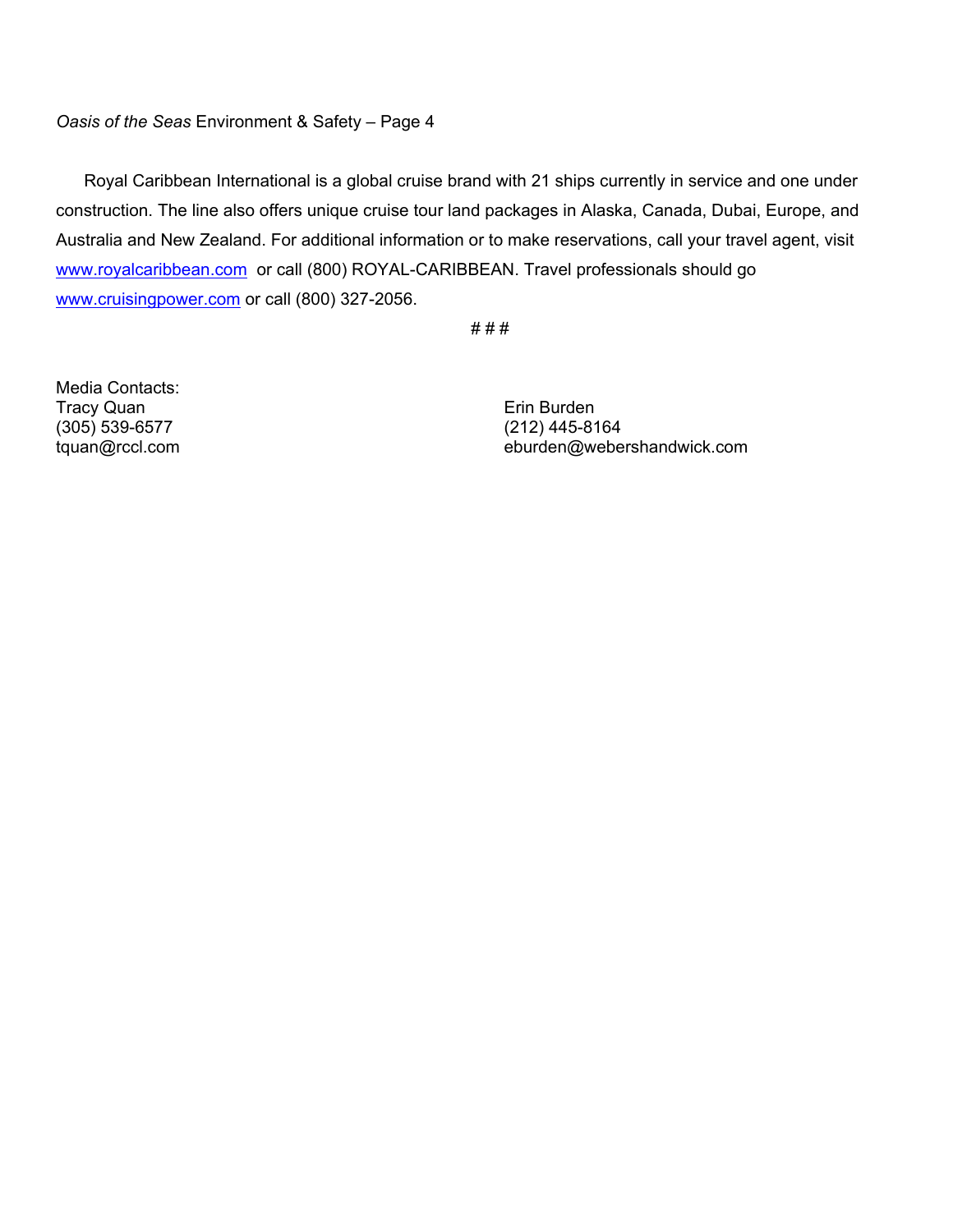Royal Caribbean International is a global cruise brand with 21 ships currently in service and one under construction. The line also offers unique cruise tour land packages in Alaska, Canada, Dubai, Europe, and Australia and New Zealand. For additional information or to make reservations, call your travel agent, visit www.royalcaribbean.com or call (800) ROYAL-CARIBBEAN. Travel professionals should go www.cruisingpower.com or call (800) 327-2056.

# # #

Media Contacts:

Tracy Quan
(305) 539-6577
tquan@rccl.com

Erin Burden
(212) 445-8164
eburden@webershandwick.com